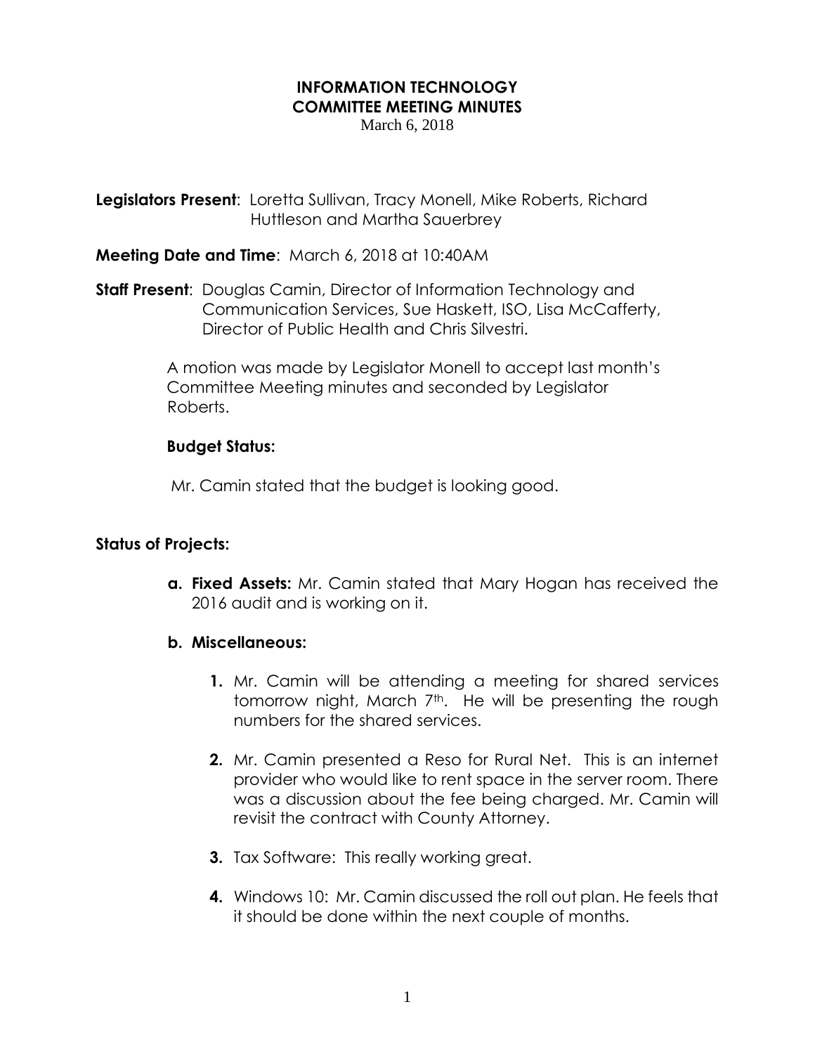# INFORMATION TECHNOLOGY
# COMMITTEE MEETING MINUTES

March 6, 2018

**Legislators Present**: Loretta Sullivan, Tracy Monell, Mike Roberts, Richard Huttleson and Martha Sauerbrey

**Meeting Date and Time**: March 6, 2018 at 10:40AM

**Staff Present**: Douglas Camin, Director of Information Technology and Communication Services, Sue Haskett, ISO, Lisa McCafferty, Director of Public Health and Chris Silvestri.

A motion was made by Legislator Monell to accept last month's Committee Meeting minutes and seconded by Legislator Roberts.

**Budget Status:**

Mr. Camin stated that the budget is looking good.

**Status of Projects:**

**a. Fixed Assets:** Mr. Camin stated that Mary Hogan has received the 2016 audit and is working on it.

**b. Miscellaneous:**

1. Mr. Camin will be attending a meeting for shared services tomorrow night, March 7th. He will be presenting the rough numbers for the shared services.
2. Mr. Camin presented a Reso for Rural Net. This is an internet provider who would like to rent space in the server room. There was a discussion about the fee being charged. Mr. Camin will revisit the contract with County Attorney.
3. Tax Software: This really working great.
4. Windows 10: Mr. Camin discussed the roll out plan. He feels that it should be done within the next couple of months.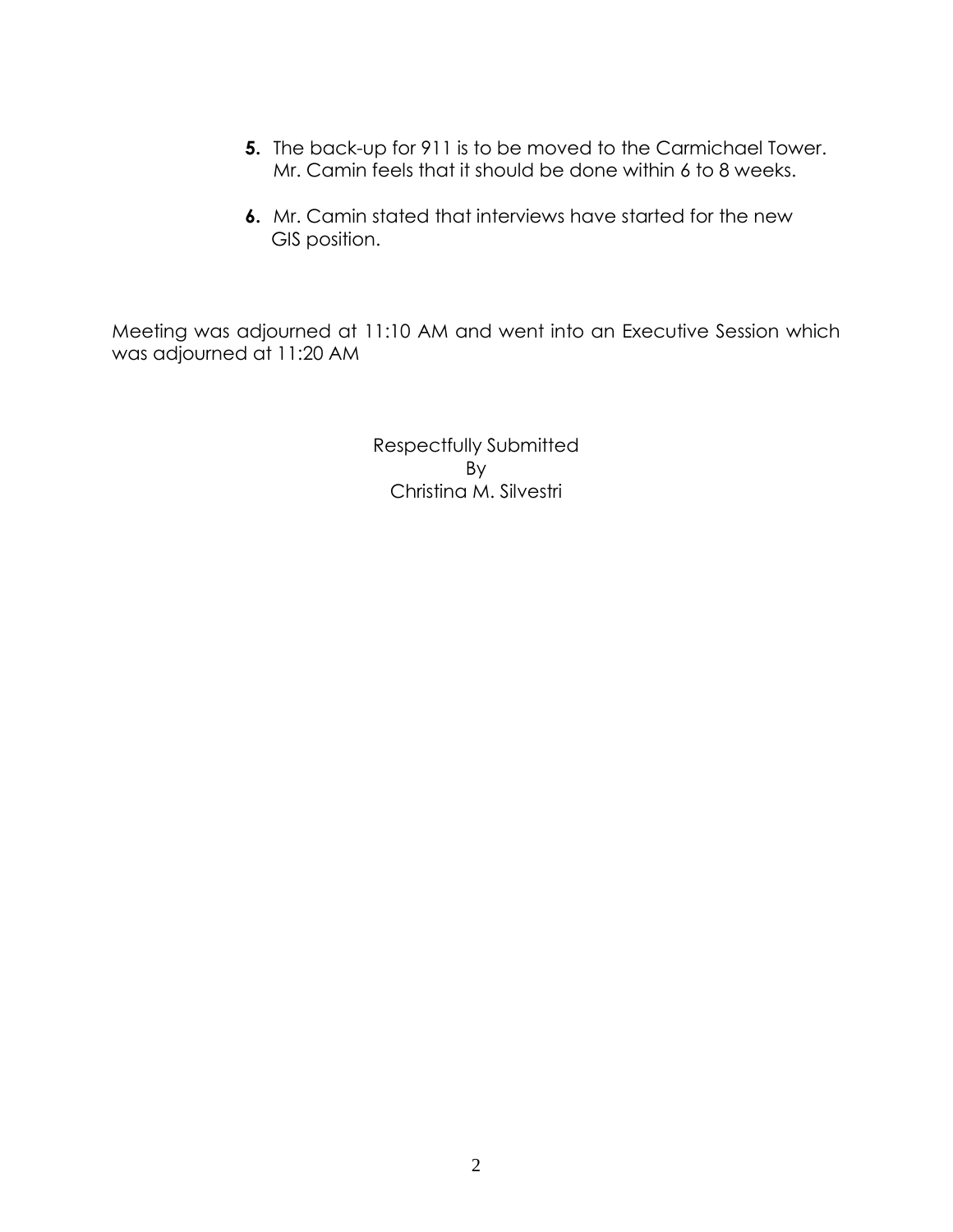**5.** The back-up for 911 is to be moved to the Carmichael Tower. Mr. Camin feels that it should be done within 6 to 8 weeks.

**6.** Mr. Camin stated that interviews have started for the new GIS position.

Meeting was adjourned at 11:10 AM and went into an Executive Session which was adjourned at 11:20 AM

Respectfully Submitted
By
Christina M. Silvestri